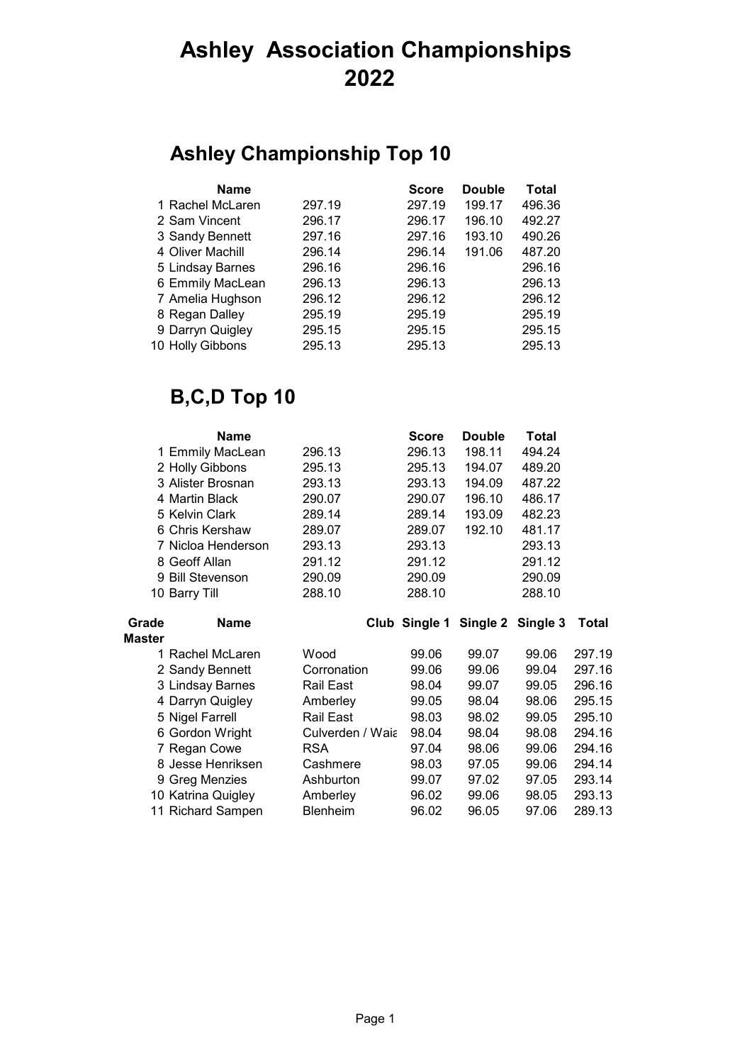# Ashley Association Championships 2022

## Ashley Championship Top 10

| | Name | | Score | Double | Total |
|---|---|---|---|---|---|
| 1 | Rachel McLaren | 297.19 | 297.19 | 199.17 | 496.36 |
| 2 | Sam Vincent | 296.17 | 296.17 | 196.10 | 492.27 |
| 3 | Sandy Bennett | 297.16 | 297.16 | 193.10 | 490.26 |
| 4 | Oliver Machill | 296.14 | 296.14 | 191.06 | 487.20 |
| 5 | Lindsay Barnes | 296.16 | 296.16 | | 296.16 |
| 6 | Emmily MacLean | 296.13 | 296.13 | | 296.13 |
| 7 | Amelia Hughson | 296.12 | 296.12 | | 296.12 |
| 8 | Regan Dalley | 295.19 | 295.19 | | 295.19 |
| 9 | Darryn Quigley | 295.15 | 295.15 | | 295.15 |
| 10 | Holly Gibbons | 295.13 | 295.13 | | 295.13 |

## B,C,D Top 10

| | Name | | Score | Double | Total |
|---|---|---|---|---|---|
| 1 | Emmily MacLean | 296.13 | 296.13 | 198.11 | 494.24 |
| 2 | Holly Gibbons | 295.13 | 295.13 | 194.07 | 489.20 |
| 3 | Alister Brosnan | 293.13 | 293.13 | 194.09 | 487.22 |
| 4 | Martin Black | 290.07 | 290.07 | 196.10 | 486.17 |
| 5 | Kelvin Clark | 289.14 | 289.14 | 193.09 | 482.23 |
| 6 | Chris Kershaw | 289.07 | 289.07 | 192.10 | 481.17 |
| 7 | Nicloa Henderson | 293.13 | 293.13 | | 293.13 |
| 8 | Geoff Allan | 291.12 | 291.12 | | 291.12 |
| 9 | Bill Stevenson | 290.09 | 290.09 | | 290.09 |
| 10 | Barry Till | 288.10 | 288.10 | | 288.10 |

| Grade | Name | Club | Single 1 | Single 2 | Single 3 | Total |
|---|---|---|---|---|---|---|
| Master | | | | | | |
| 1 | Rachel McLaren | Wood | 99.06 | 99.07 | 99.06 | 297.19 |
| 2 | Sandy Bennett | Corronation | 99.06 | 99.06 | 99.04 | 297.16 |
| 3 | Lindsay Barnes | Rail East | 98.04 | 99.07 | 99.05 | 296.16 |
| 4 | Darryn Quigley | Amberley | 99.05 | 98.04 | 98.06 | 295.15 |
| 5 | Nigel Farrell | Rail East | 98.03 | 98.02 | 99.05 | 295.10 |
| 6 | Gordon Wright | Culverden / Waia | 98.04 | 98.04 | 98.08 | 294.16 |
| 7 | Regan Cowe | RSA | 97.04 | 98.06 | 99.06 | 294.16 |
| 8 | Jesse Henriksen | Cashmere | 98.03 | 97.05 | 99.06 | 294.14 |
| 9 | Greg Menzies | Ashburton | 99.07 | 97.02 | 97.05 | 293.14 |
| 10 | Katrina Quigley | Amberley | 96.02 | 99.06 | 98.05 | 293.13 |
| 11 | Richard Sampen | Blenheim | 96.02 | 96.05 | 97.06 | 289.13 |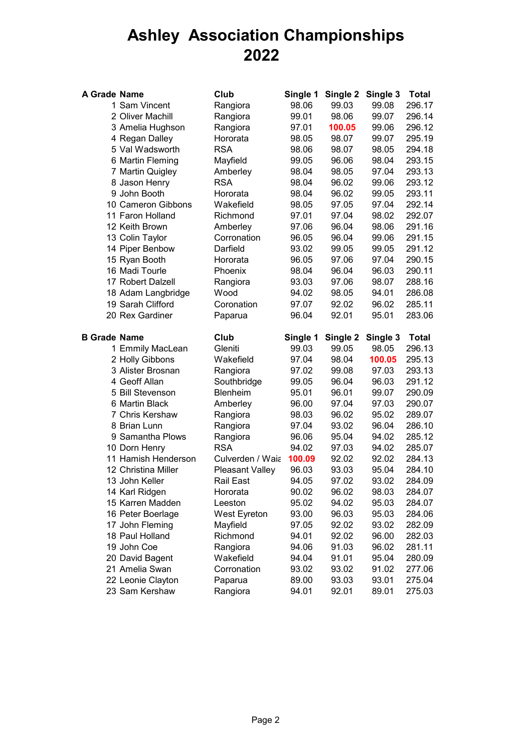# Ashley Association Championships 2022

| A Grade | Name | Club | Single 1 | Single 2 | Single 3 | Total |
|---|---|---|---|---|---|---|
| 1 | Sam Vincent | Rangiora | 98.06 | 99.03 | 99.08 | 296.17 |
| 2 | Oliver Machill | Rangiora | 99.01 | 98.06 | 99.07 | 296.14 |
| 3 | Amelia Hughson | Rangiora | 97.01 | **100.05** | 99.06 | 296.12 |
| 4 | Regan Dalley | Hororata | 98.05 | 98.07 | 99.07 | 295.19 |
| 5 | Val Wadsworth | RSA | 98.06 | 98.07 | 98.05 | 294.18 |
| 6 | Martin Fleming | Mayfield | 99.05 | 96.06 | 98.04 | 293.15 |
| 7 | Martin Quigley | Amberley | 98.04 | 98.05 | 97.04 | 293.13 |
| 8 | Jason Henry | RSA | 98.04 | 96.02 | 99.06 | 293.12 |
| 9 | John Booth | Hororata | 98.04 | 96.02 | 99.05 | 293.11 |
| 10 | Cameron Gibbons | Wakefield | 98.05 | 97.05 | 97.04 | 292.14 |
| 11 | Faron Holland | Richmond | 97.01 | 97.04 | 98.02 | 292.07 |
| 12 | Keith Brown | Amberley | 97.06 | 96.04 | 98.06 | 291.16 |
| 13 | Colin Taylor | Corronation | 96.05 | 96.04 | 99.06 | 291.15 |
| 14 | Piper Benbow | Darfield | 93.02 | 99.05 | 99.05 | 291.12 |
| 15 | Ryan Booth | Hororata | 96.05 | 97.06 | 97.04 | 290.15 |
| 16 | Madi Tourle | Phoenix | 98.04 | 96.04 | 96.03 | 290.11 |
| 17 | Robert Dalzell | Rangiora | 93.03 | 97.06 | 98.07 | 288.16 |
| 18 | Adam Langbridge | Wood | 94.02 | 98.05 | 94.01 | 286.08 |
| 19 | Sarah Clifford | Coronation | 97.07 | 92.02 | 96.02 | 285.11 |
| 20 | Rex Gardiner | Paparua | 96.04 | 92.01 | 95.01 | 283.06 |

| B Grade | Name | Club | Single 1 | Single 2 | Single 3 | Total |
|---|---|---|---|---|---|---|
| 1 | Emmily MacLean | Gleniti | 99.03 | 99.05 | 98.05 | 296.13 |
| 2 | Holly Gibbons | Wakefield | 97.04 | 98.04 | **100.05** | 295.13 |
| 3 | Alister Brosnan | Rangiora | 97.02 | 99.08 | 97.03 | 293.13 |
| 4 | Geoff Allan | Southbridge | 99.05 | 96.04 | 96.03 | 291.12 |
| 5 | Bill Stevenson | Blenheim | 95.01 | 96.01 | 99.07 | 290.09 |
| 6 | Martin Black | Amberley | 96.00 | 97.04 | 97.03 | 290.07 |
| 7 | Chris Kershaw | Rangiora | 98.03 | 96.02 | 95.02 | 289.07 |
| 8 | Brian Lunn | Rangiora | 97.04 | 93.02 | 96.04 | 286.10 |
| 9 | Samantha Plows | Rangiora | 96.06 | 95.04 | 94.02 | 285.12 |
| 10 | Dorn Henry | RSA | 94.02 | 97.03 | 94.02 | 285.07 |
| 11 | Hamish Henderson | Culverden / Waia | **100.09** | 92.02 | 92.02 | 284.13 |
| 12 | Christina Miller | Pleasant Valley | 96.03 | 93.03 | 95.04 | 284.10 |
| 13 | John Keller | Rail East | 94.05 | 97.02 | 93.02 | 284.09 |
| 14 | Karl Ridgen | Hororata | 90.02 | 96.02 | 98.03 | 284.07 |
| 15 | Karren Madden | Leeston | 95.02 | 94.02 | 95.03 | 284.07 |
| 16 | Peter Boerlage | West Eyreton | 93.00 | 96.03 | 95.03 | 284.06 |
| 17 | John Fleming | Mayfield | 97.05 | 92.02 | 93.02 | 282.09 |
| 18 | Paul Holland | Richmond | 94.01 | 92.02 | 96.00 | 282.03 |
| 19 | John Coe | Rangiora | 94.06 | 91.03 | 96.02 | 281.11 |
| 20 | David Bagent | Wakefield | 94.04 | 91.01 | 95.04 | 280.09 |
| 21 | Amelia Swan | Corronation | 93.02 | 93.02 | 91.02 | 277.06 |
| 22 | Leonie Clayton | Paparua | 89.00 | 93.03 | 93.01 | 275.04 |
| 23 | Sam Kershaw | Rangiora | 94.01 | 92.01 | 89.01 | 275.03 |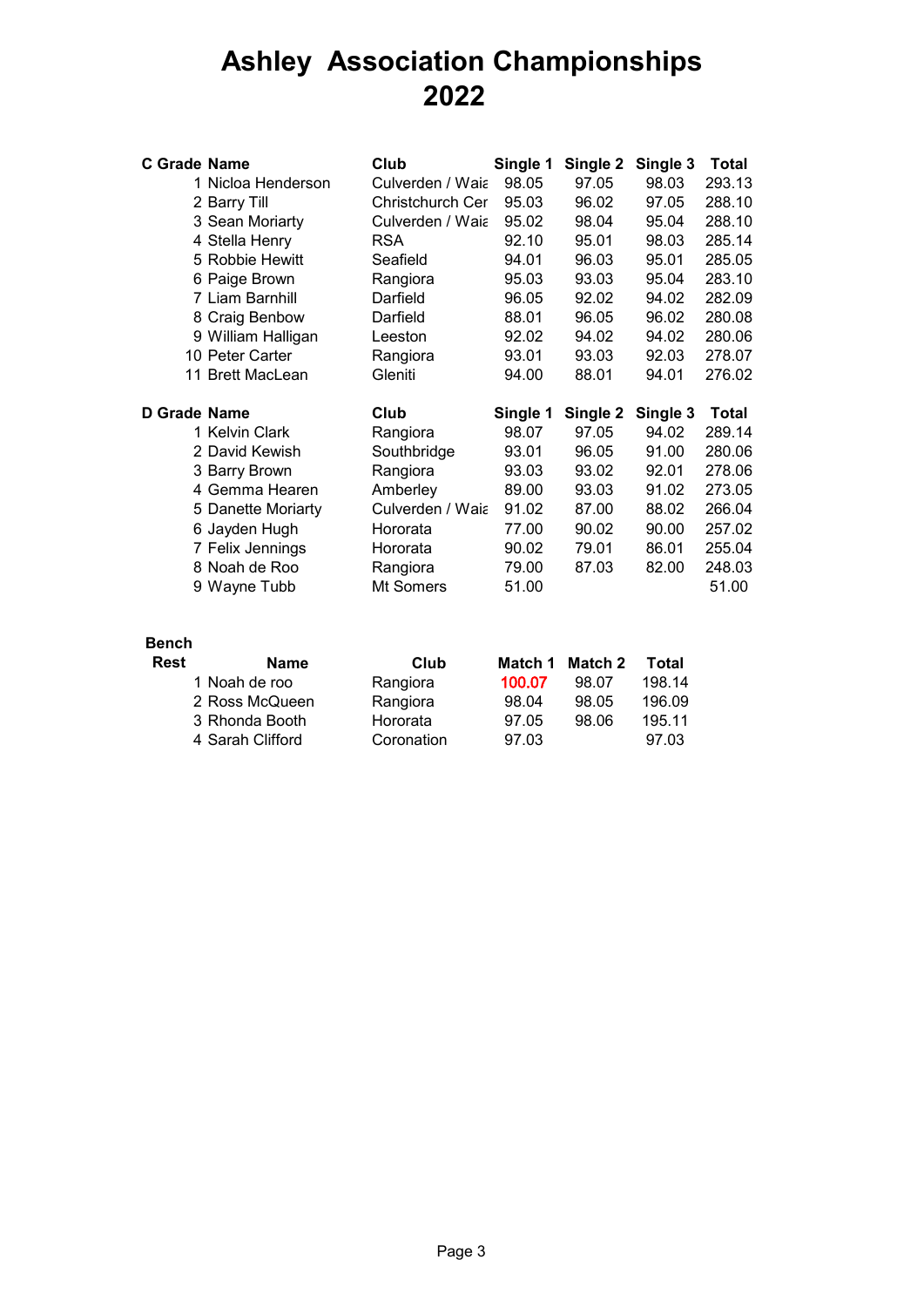# Ashley Association Championships 2022

| C Grade | Name | Club | Single 1 | Single 2 | Single 3 | Total |
|---|---|---|---|---|---|---|
| 1 | Nicloa Henderson | Culverden / Waia | 98.05 | 97.05 | 98.03 | 293.13 |
| 2 | Barry Till | Christchurch Cer | 95.03 | 96.02 | 97.05 | 288.10 |
| 3 | Sean Moriarty | Culverden / Waia | 95.02 | 98.04 | 95.04 | 288.10 |
| 4 | Stella Henry | RSA | 92.10 | 95.01 | 98.03 | 285.14 |
| 5 | Robbie Hewitt | Seafield | 94.01 | 96.03 | 95.01 | 285.05 |
| 6 | Paige Brown | Rangiora | 95.03 | 93.03 | 95.04 | 283.10 |
| 7 | Liam Barnhill | Darfield | 96.05 | 92.02 | 94.02 | 282.09 |
| 8 | Craig Benbow | Darfield | 88.01 | 96.05 | 96.02 | 280.08 |
| 9 | William Halligan | Leeston | 92.02 | 94.02 | 94.02 | 280.06 |
| 10 | Peter Carter | Rangiora | 93.01 | 93.03 | 92.03 | 278.07 |
| 11 | Brett MacLean | Gleniti | 94.00 | 88.01 | 94.01 | 276.02 |

| D Grade | Name | Club | Single 1 | Single 2 | Single 3 | Total |
|---|---|---|---|---|---|---|
| 1 | Kelvin Clark | Rangiora | 98.07 | 97.05 | 94.02 | 289.14 |
| 2 | David Kewish | Southbridge | 93.01 | 96.05 | 91.00 | 280.06 |
| 3 | Barry Brown | Rangiora | 93.03 | 93.02 | 92.01 | 278.06 |
| 4 | Gemma Hearen | Amberley | 89.00 | 93.03 | 91.02 | 273.05 |
| 5 | Danette Moriarty | Culverden / Waia | 91.02 | 87.00 | 88.02 | 266.04 |
| 6 | Jayden Hugh | Hororata | 77.00 | 90.02 | 90.00 | 257.02 |
| 7 | Felix Jennings | Hororata | 90.02 | 79.01 | 86.01 | 255.04 |
| 8 | Noah de Roo | Rangiora | 79.00 | 87.03 | 82.00 | 248.03 |
| 9 | Wayne Tubb | Mt Somers | 51.00 | | | 51.00 |

| Bench Rest | Name | Club | Match 1 | Match 2 | Total |
|---|---|---|---|---|---|
| 1 | Noah de roo | Rangiora | 100.07 | 98.07 | 198.14 |
| 2 | Ross McQueen | Rangiora | 98.04 | 98.05 | 196.09 |
| 3 | Rhonda Booth | Hororata | 97.05 | 98.06 | 195.11 |
| 4 | Sarah Clifford | Coronation | 97.03 | | 97.03 |